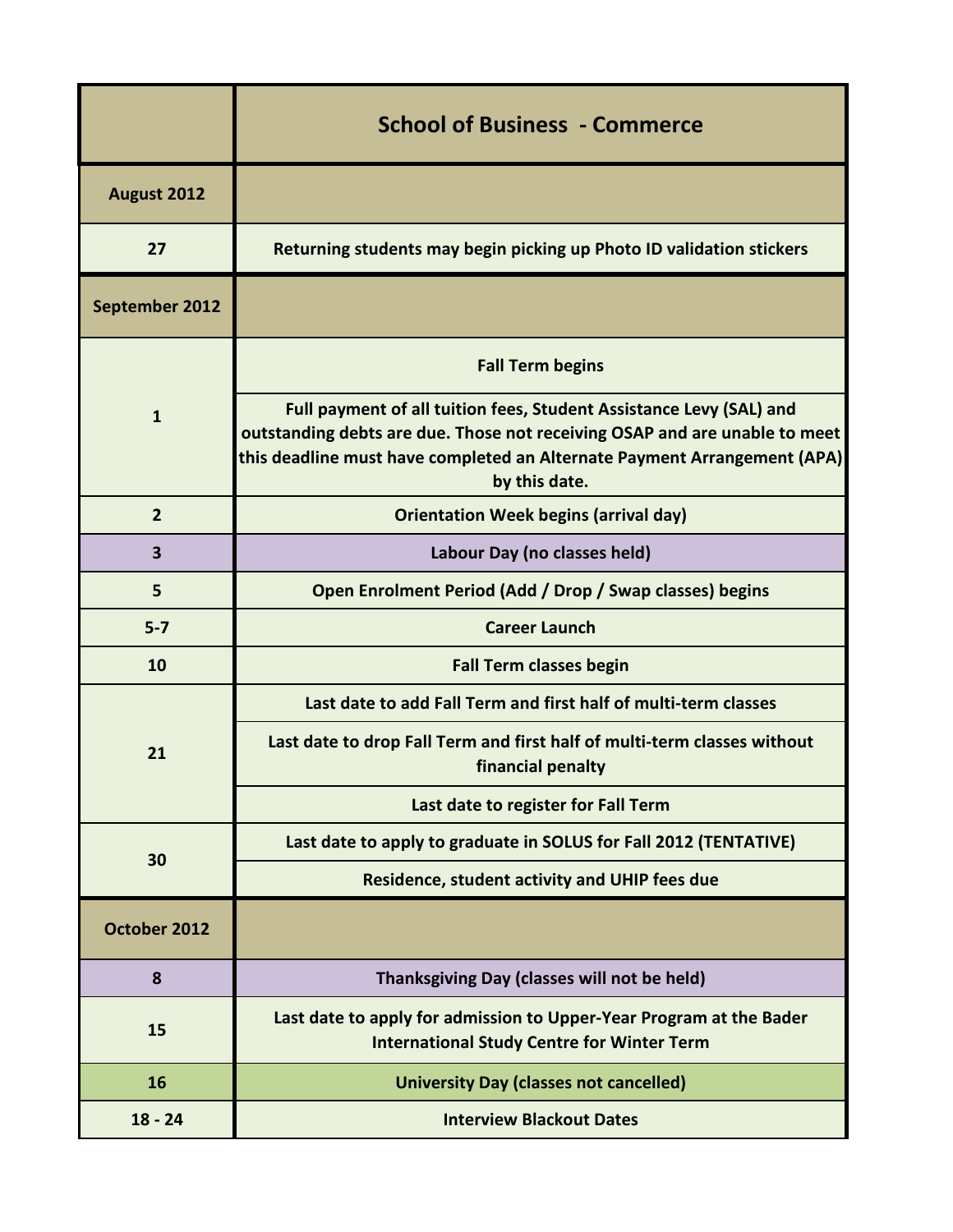| | School of Business - Commerce |
|---|---|
| **August 2012** | |
| 27 | Returning students may begin picking up Photo ID validation stickers |
| **September 2012** | |
| 1 | Fall Term begins |
| | Full payment of all tuition fees, Student Assistance Levy (SAL) and outstanding debts are due. Those not receiving OSAP and are unable to meet this deadline must have completed an Alternate Payment Arrangement (APA) by this date. |
| 2 | Orientation Week begins (arrival day) |
| 3 | Labour Day (no classes held) |
| 5 | Open Enrolment Period (Add / Drop / Swap classes) begins |
| 5-7 | Career Launch |
| 10 | Fall Term classes begin |
| 21 | Last date to add Fall Term and first half of multi-term classes |
| | Last date to drop Fall Term and first half of multi-term classes without financial penalty |
| | Last date to register for Fall Term |
| 30 | Last date to apply to graduate in SOLUS for Fall 2012 (TENTATIVE) |
| | Residence, student activity and UHIP fees due |
| **October 2012** | |
| 8 | Thanksgiving Day (classes will not be held) |
| 15 | Last date to apply for admission to Upper-Year Program at the Bader International Study Centre for Winter Term |
| 16 | University Day (classes not cancelled) |
| 18 - 24 | Interview Blackout Dates |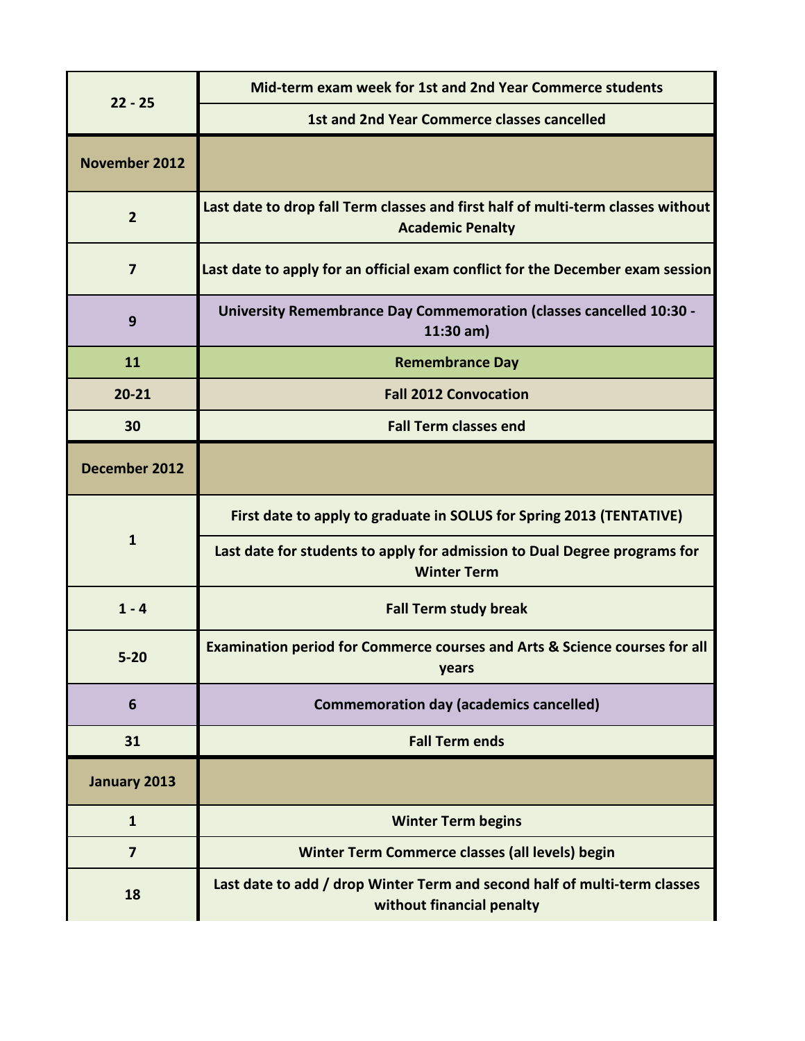| | |
|---|---|
| 22 - 25 | Mid-term exam week for 1st and 2nd Year Commerce students |
| | 1st and 2nd Year Commerce classes cancelled |
| **November 2012** | |
| 2 | Last date to drop fall Term classes and first half of multi-term classes without Academic Penalty |
| 7 | Last date to apply for an official exam conflict for the December exam session |
| 9 | University Remembrance Day Commemoration (classes cancelled 10:30 - 11:30 am) |
| 11 | Remembrance Day |
| 20-21 | Fall 2012 Convocation |
| 30 | Fall Term classes end |
| **December 2012** | |
| 1 | First date to apply to graduate in SOLUS for Spring 2013 (TENTATIVE) |
| | Last date for students to apply for admission to Dual Degree programs for Winter Term |
| 1 - 4 | Fall Term study break |
| 5-20 | Examination period for Commerce courses and Arts & Science courses for all years |
| 6 | Commemoration day (academics cancelled) |
| 31 | Fall Term ends |
| **January 2013** | |
| 1 | Winter Term begins |
| 7 | Winter Term Commerce classes (all levels) begin |
| 18 | Last date to add / drop Winter Term and second half of multi-term classes without financial penalty |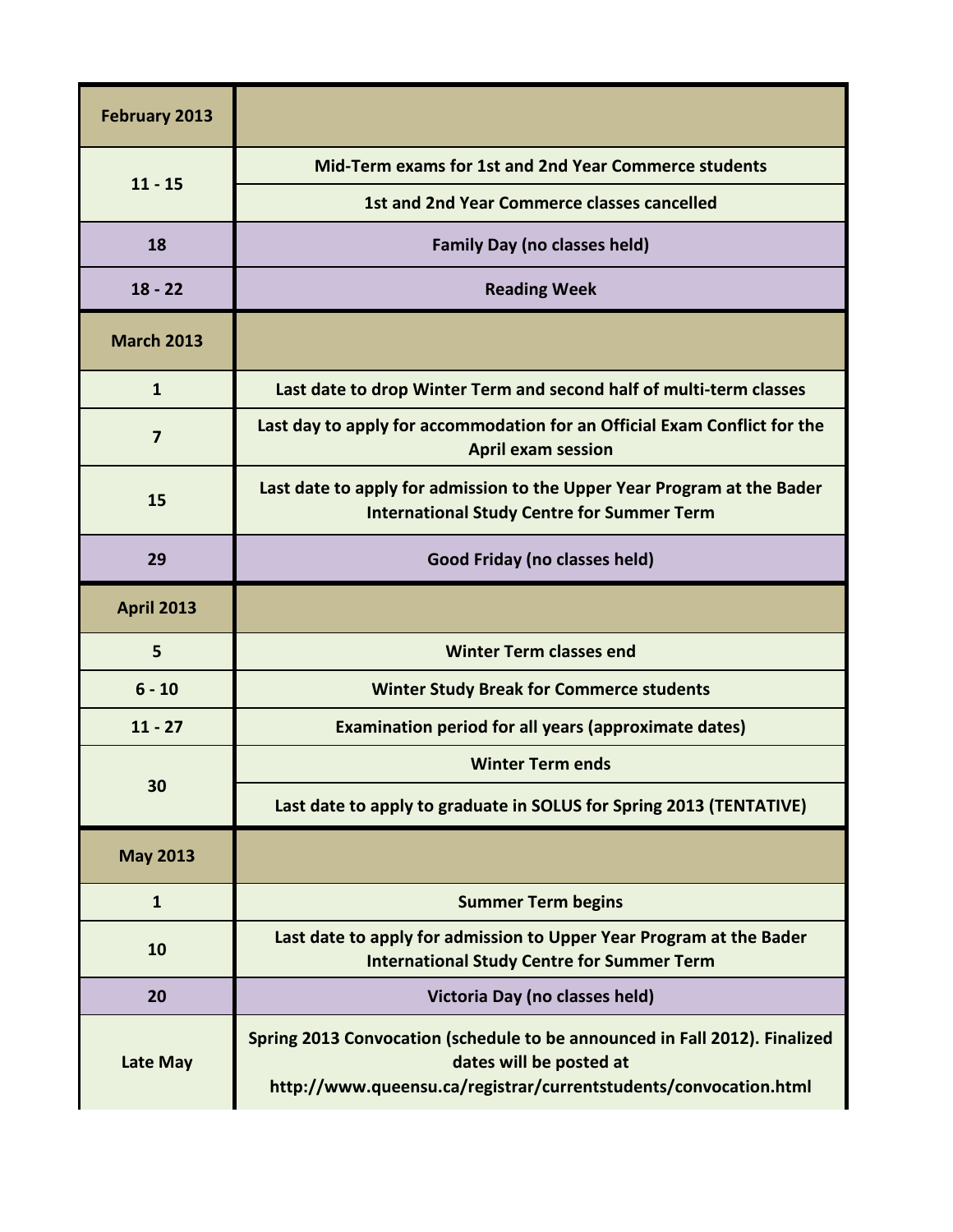| February 2013 | |
|---|---|
| 11 - 15 | Mid-Term exams for 1st and 2nd Year Commerce students |
| | 1st and 2nd Year Commerce classes cancelled |
| 18 | Family Day (no classes held) |
| 18 - 22 | Reading Week |
| **March 2013** | |
| 1 | Last date to drop Winter Term and second half of multi-term classes |
| 7 | Last day to apply for accommodation for an Official Exam Conflict for the April exam session |
| 15 | Last date to apply for admission to the Upper Year Program at the Bader International Study Centre for Summer Term |
| 29 | Good Friday (no classes held) |
| **April 2013** | |
| 5 | Winter Term classes end |
| 6 - 10 | Winter Study Break for Commerce students |
| 11 - 27 | Examination period for all years (approximate dates) |
| 30 | Winter Term ends |
| | Last date to apply to graduate in SOLUS for Spring 2013 (TENTATIVE) |
| **May 2013** | |
| 1 | Summer Term begins |
| 10 | Last date to apply for admission to Upper Year Program at the Bader International Study Centre for Summer Term |
| 20 | Victoria Day (no classes held) |
| Late May | Spring 2013 Convocation (schedule to be announced in Fall 2012). Finalized dates will be posted at http://www.queensu.ca/registrar/currentstudents/convocation.html |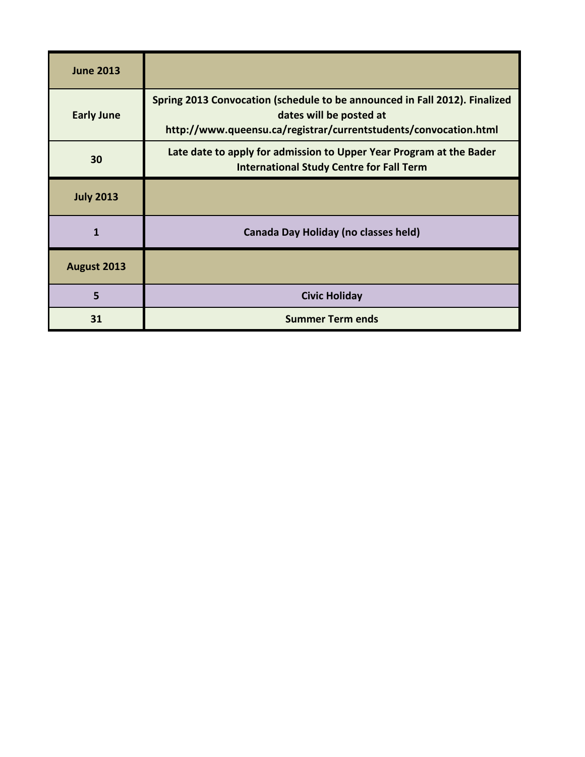| | |
|---|---|
| **June 2013** | |
| **Early June** | **Spring 2013 Convocation (schedule to be announced in Fall 2012). Finalized dates will be posted at http://www.queensu.ca/registrar/currentstudents/convocation.html** |
| **30** | **Late date to apply for admission to Upper Year Program at the Bader International Study Centre for Fall Term** |
| **July 2013** | |
| **1** | **Canada Day Holiday (no classes held)** |
| **August 2013** | |
| **5** | **Civic Holiday** |
| **31** | **Summer Term ends** |